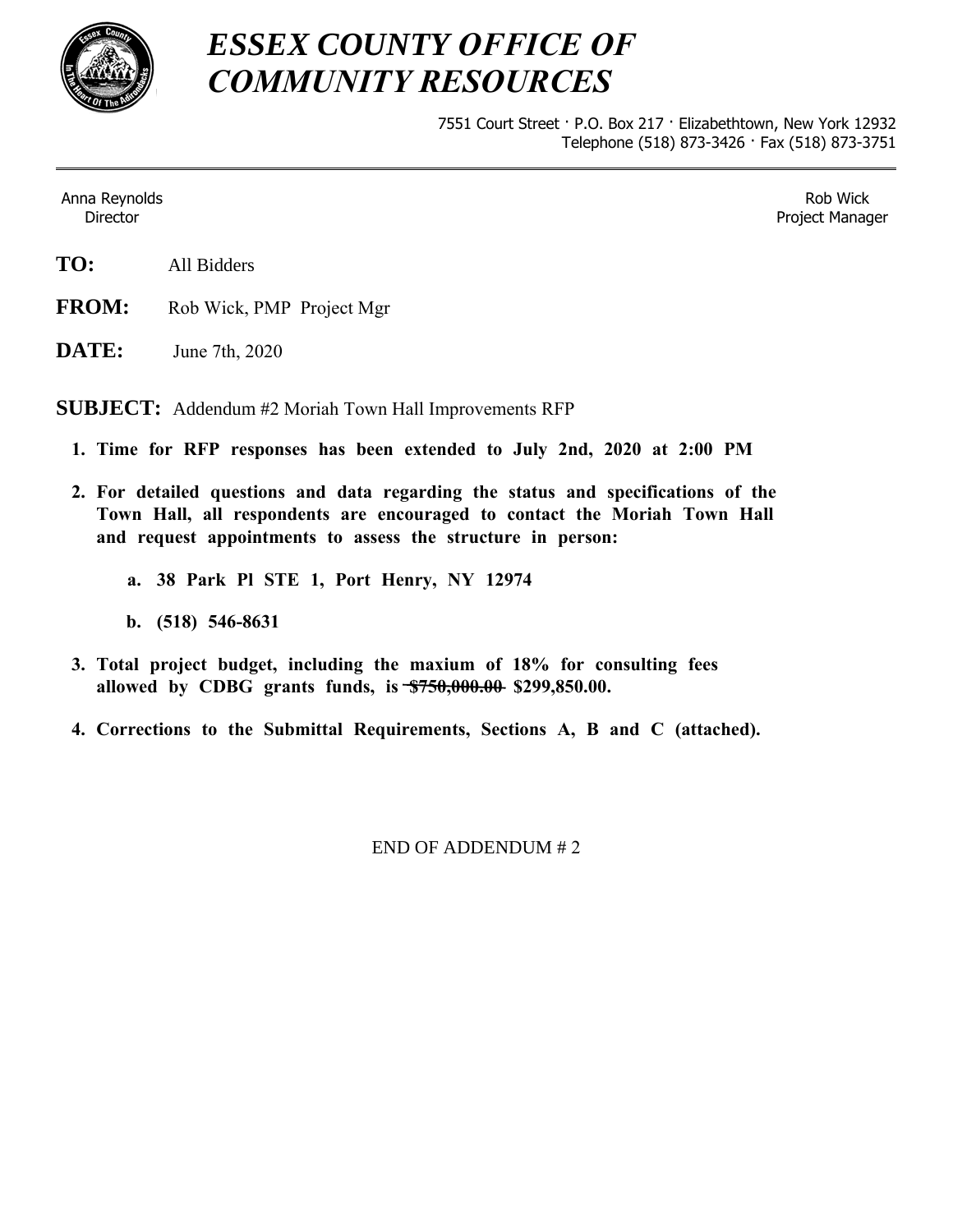# *ESSEX COUNTY OFFICE OF COMMUNITY RESOURCES*

7551 Court Street · P.O. Box 217 · Elizabethtown, New York 12932
Telephone (518) 873-3426 · Fax (518) 873-3751

---

Anna Reynolds
Director

Rob Wick
Project Manager

**TO:** All Bidders

**FROM:** Rob Wick, PMP Project Mgr

**DATE:** June 7th, 2020

**SUBJECT:** Addendum #2 Moriah Town Hall Improvements RFP

1. **Time for RFP responses has been extended to July 2nd, 2020 at 2:00 PM**
2. **For detailed questions and data regarding the status and specifications of the Town Hall, all respondents are encouraged to contact the Moriah Town Hall and request appointments to assess the structure in person:**
   a. **38 Park Pl STE 1, Port Henry, NY 12974**
   b. **(518) 546-8631**
3. **Total project budget, including the maxium of 18% for consulting fees allowed by CDBG grants funds, is ~~$750,000.00~~ $299,850.00.**
4. **Corrections to the Submittal Requirements, Sections A, B and C (attached).**

END OF ADDENDUM # 2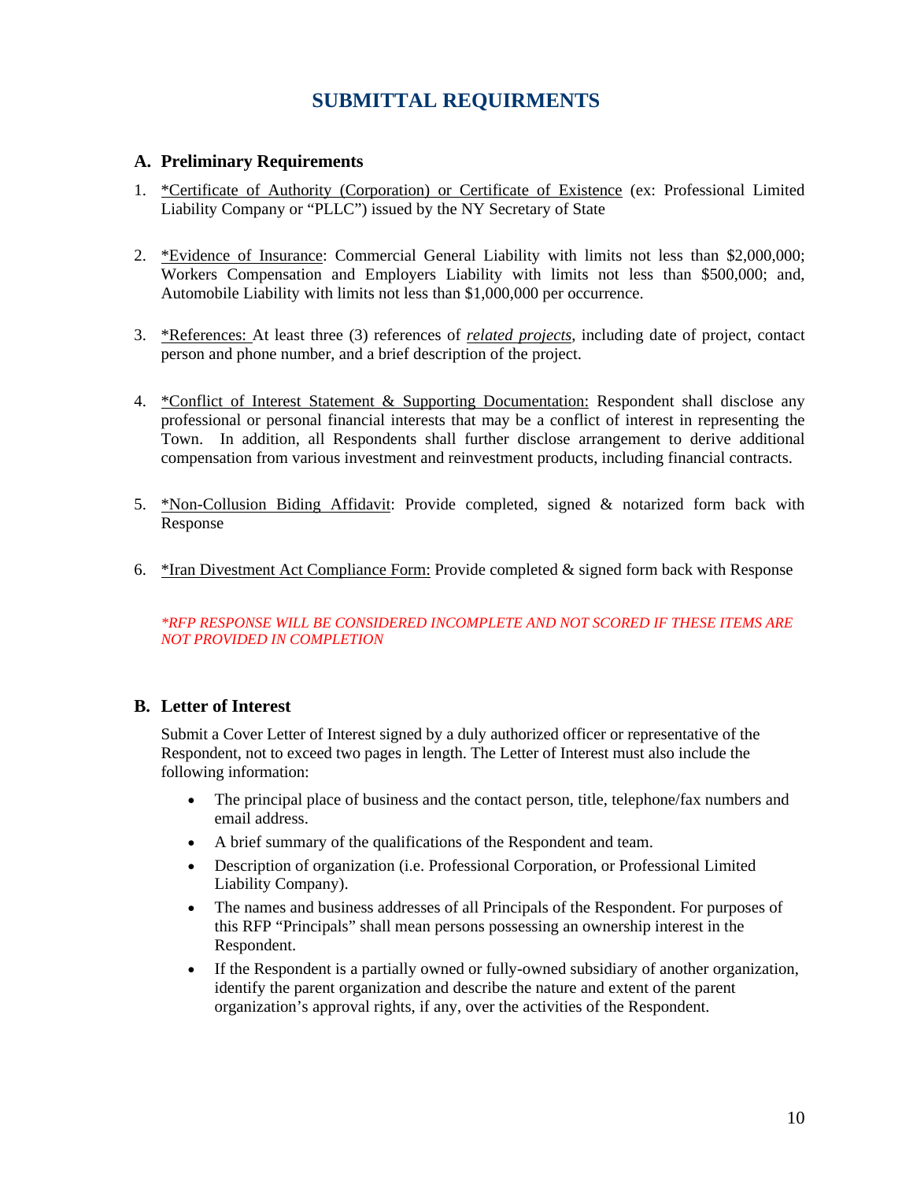# SUBMITTAL REQUIRMENTS

## A. Preliminary Requirements

1. *Certificate of Authority (Corporation) or Certificate of Existence (ex: Professional Limited Liability Company or "PLLC") issued by the NY Secretary of State

2. *Evidence of Insurance: Commercial General Liability with limits not less than $2,000,000; Workers Compensation and Employers Liability with limits not less than $500,000; and, Automobile Liability with limits not less than $1,000,000 per occurrence.

3. *References: At least three (3) references of *related projects*, including date of project, contact person and phone number, and a brief description of the project.

4. *Conflict of Interest Statement & Supporting Documentation: Respondent shall disclose any professional or personal financial interests that may be a conflict of interest in representing the Town. In addition, all Respondents shall further disclose arrangement to derive additional compensation from various investment and reinvestment products, including financial contracts.

5. *Non-Collusion Biding Affidavit: Provide completed, signed & notarized form back with Response

6. *Iran Divestment Act Compliance Form: Provide completed & signed form back with Response

*\*RFP RESPONSE WILL BE CONSIDERED INCOMPLETE AND NOT SCORED IF THESE ITEMS ARE NOT PROVIDED IN COMPLETION*

## B. Letter of Interest

Submit a Cover Letter of Interest signed by a duly authorized officer or representative of the Respondent, not to exceed two pages in length. The Letter of Interest must also include the following information:

- The principal place of business and the contact person, title, telephone/fax numbers and email address.
- A brief summary of the qualifications of the Respondent and team.
- Description of organization (i.e. Professional Corporation, or Professional Limited Liability Company).
- The names and business addresses of all Principals of the Respondent. For purposes of this RFP "Principals" shall mean persons possessing an ownership interest in the Respondent.
- If the Respondent is a partially owned or fully-owned subsidiary of another organization, identify the parent organization and describe the nature and extent of the parent organization's approval rights, if any, over the activities of the Respondent.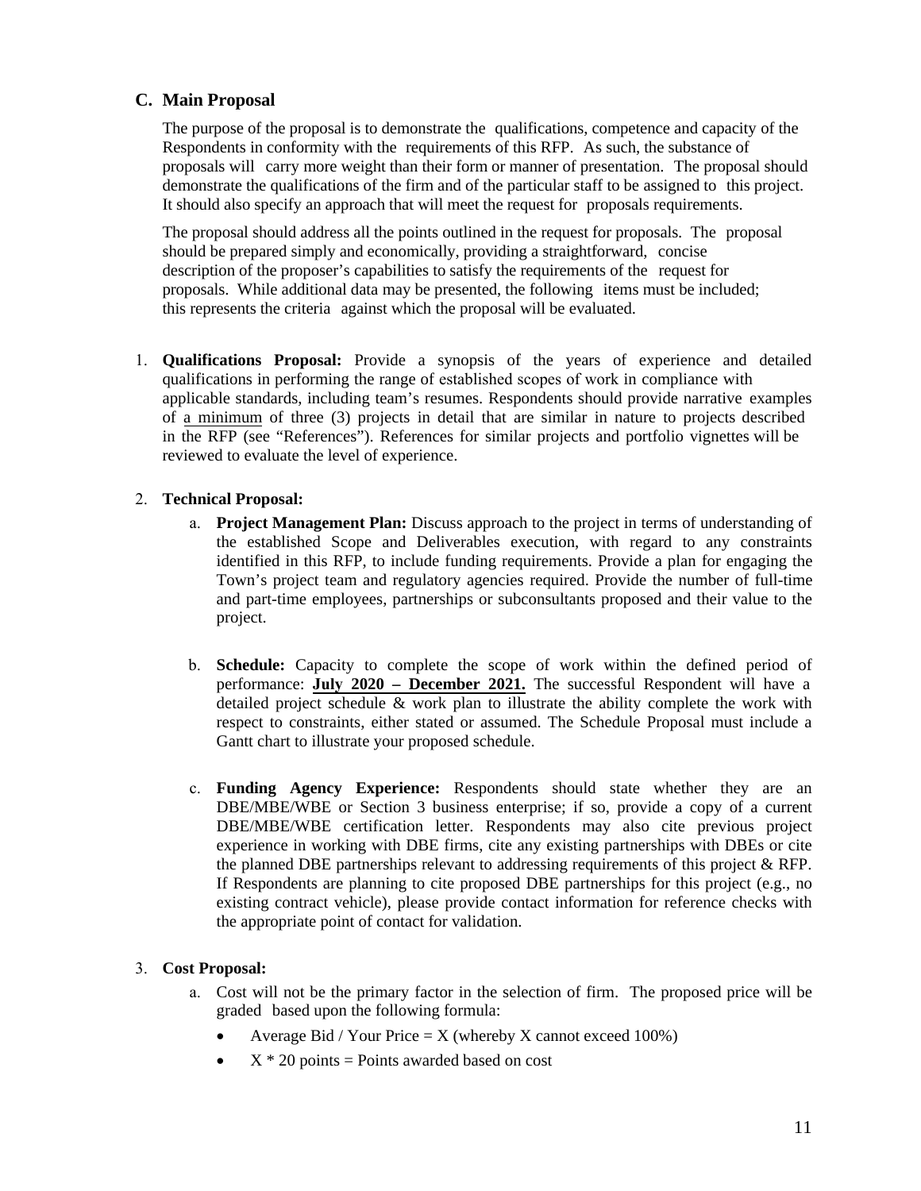## C. Main Proposal

The purpose of the proposal is to demonstrate the qualifications, competence and capacity of the Respondents in conformity with the requirements of this RFP. As such, the substance of proposals will carry more weight than their form or manner of presentation. The proposal should demonstrate the qualifications of the firm and of the particular staff to be assigned to this project. It should also specify an approach that will meet the request for proposals requirements.

The proposal should address all the points outlined in the request for proposals. The proposal should be prepared simply and economically, providing a straightforward, concise description of the proposer's capabilities to satisfy the requirements of the request for proposals. While additional data may be presented, the following items must be included; this represents the criteria against which the proposal will be evaluated.

1. **Qualifications Proposal:** Provide a synopsis of the years of experience and detailed qualifications in performing the range of established scopes of work in compliance with applicable standards, including team's resumes. Respondents should provide narrative examples of <u>a minimum</u> of three (3) projects in detail that are similar in nature to projects described in the RFP (see "References"). References for similar projects and portfolio vignettes will be reviewed to evaluate the level of experience.

2. **Technical Proposal:**
   a. **Project Management Plan:** Discuss approach to the project in terms of understanding of the established Scope and Deliverables execution, with regard to any constraints identified in this RFP, to include funding requirements. Provide a plan for engaging the Town's project team and regulatory agencies required. Provide the number of full-time and part-time employees, partnerships or subconsultants proposed and their value to the project.

   b. **Schedule:** Capacity to complete the scope of work within the defined period of performance: **<u>July 2020 – December 2021.</u>** The successful Respondent will have a detailed project schedule & work plan to illustrate the ability complete the work with respect to constraints, either stated or assumed. The Schedule Proposal must include a Gantt chart to illustrate your proposed schedule.

   c. **Funding Agency Experience:** Respondents should state whether they are an DBE/MBE/WBE or Section 3 business enterprise; if so, provide a copy of a current DBE/MBE/WBE certification letter. Respondents may also cite previous project experience in working with DBE firms, cite any existing partnerships with DBEs or cite the planned DBE partnerships relevant to addressing requirements of this project & RFP. If Respondents are planning to cite proposed DBE partnerships for this project (e.g., no existing contract vehicle), please provide contact information for reference checks with the appropriate point of contact for validation.

3. **Cost Proposal:**
   a. Cost will not be the primary factor in the selection of firm. The proposed price will be graded based upon the following formula:
      - Average Bid / Your Price = X (whereby X cannot exceed 100%)
      - X * 20 points = Points awarded based on cost